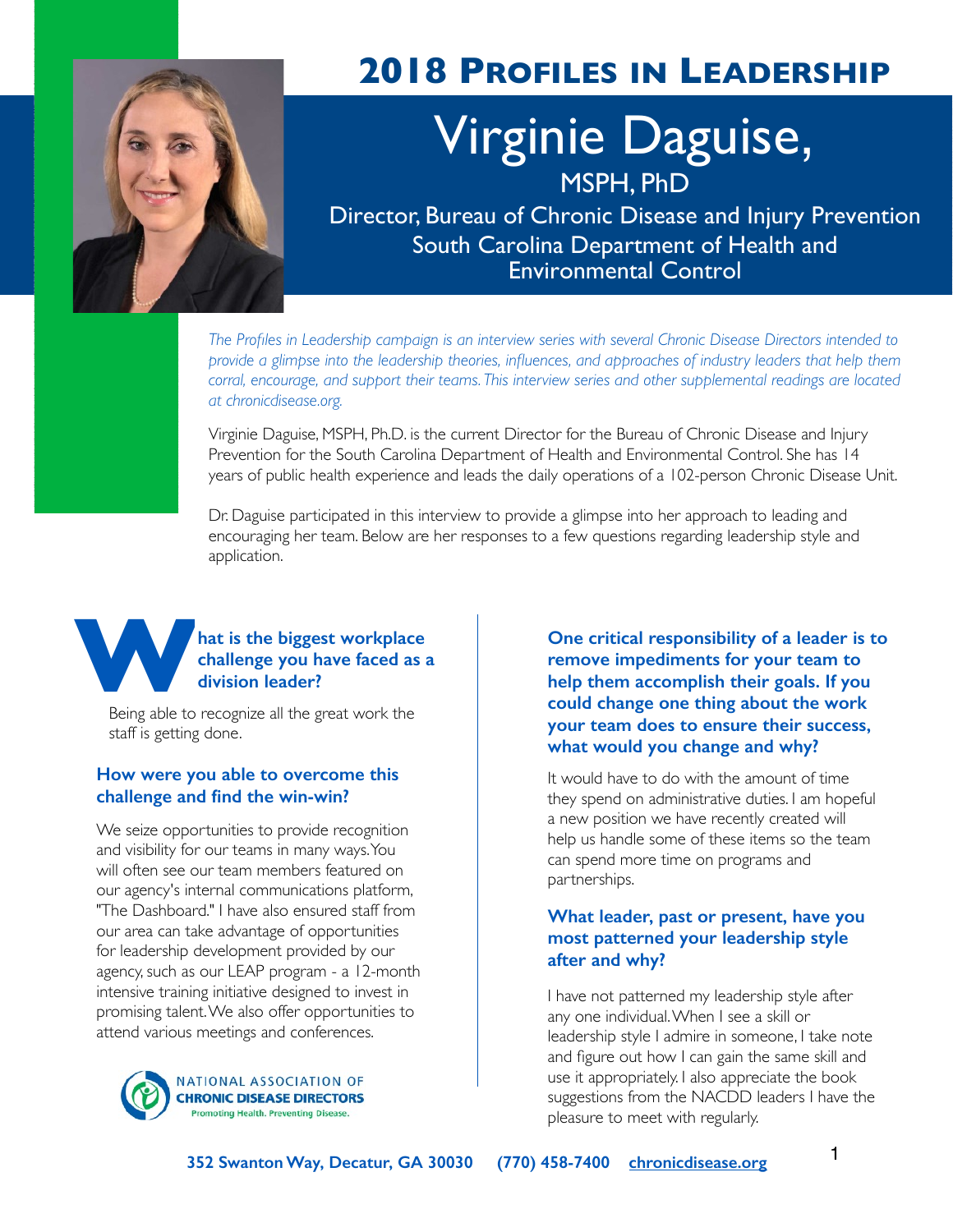# 2018 Profiles in Leadership

## Virginie Daguise, MSPH, PhD

Director, Bureau of Chronic Disease and Injury Prevention
South Carolina Department of Health and Environmental Control

*The Profiles in Leadership campaign is an interview series with several Chronic Disease Directors intended to provide a glimpse into the leadership theories, influences, and approaches of industry leaders that help them corral, encourage, and support their teams. This interview series and other supplemental readings are located at chronicdisease.org.*

Virginie Daguise, MSPH, Ph.D. is the current Director for the Bureau of Chronic Disease and Injury Prevention for the South Carolina Department of Health and Environmental Control. She has 14 years of public health experience and leads the daily operations of a 102-person Chronic Disease Unit.

Dr. Daguise participated in this interview to provide a glimpse into her approach to leading and encouraging her team. Below are her responses to a few questions regarding leadership style and application.

### What is the biggest workplace challenge you have faced as a division leader?

Being able to recognize all the great work the staff is getting done.

### How were you able to overcome this challenge and find the win-win?

We seize opportunities to provide recognition and visibility for our teams in many ways. You will often see our team members featured on our agency's internal communications platform, "The Dashboard." I have also ensured staff from our area can take advantage of opportunities for leadership development provided by our agency, such as our LEAP program - a 12-month intensive training initiative designed to invest in promising talent. We also offer opportunities to attend various meetings and conferences.

### One critical responsibility of a leader is to remove impediments for your team to help them accomplish their goals. If you could change one thing about the work your team does to ensure their success, what would you change and why?

It would have to do with the amount of time they spend on administrative duties. I am hopeful a new position we have recently created will help us handle some of these items so the team can spend more time on programs and partnerships.

### What leader, past or present, have you most patterned your leadership style after and why?

I have not patterned my leadership style after any one individual. When I see a skill or leadership style I admire in someone, I take note and figure out how I can gain the same skill and use it appropriately. I also appreciate the book suggestions from the NACDD leaders I have the pleasure to meet with regularly.

National Association of Chronic Disease Directors — Promoting Health. Preventing Disease.

352 Swanton Way, Decatur, GA 30030 (770) 458-7400 chronicdisease.org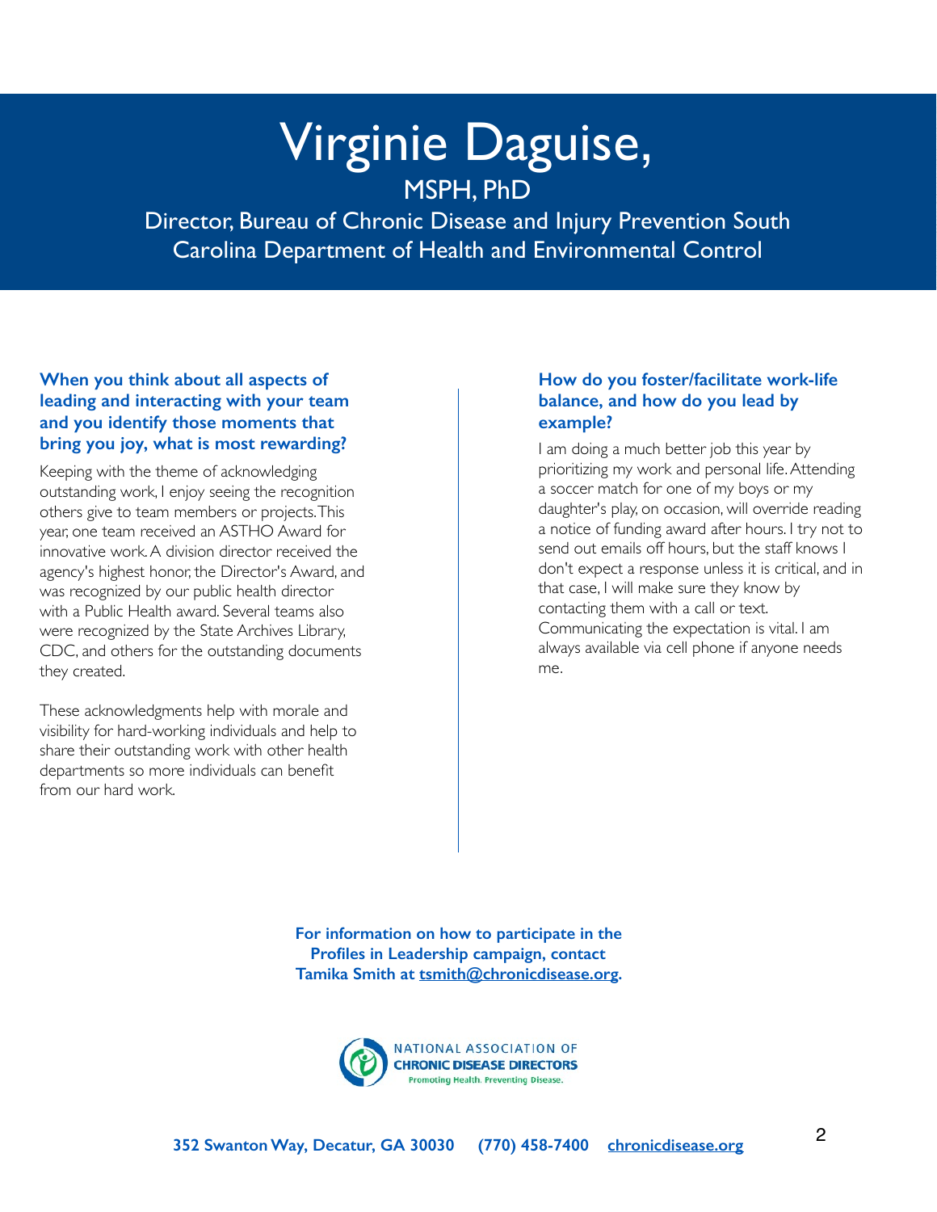# Virginie Daguise,

## MSPH, PhD

### Director, Bureau of Chronic Disease and Injury Prevention South Carolina Department of Health and Environmental Control

**When you think about all aspects of leading and interacting with your team and you identify those moments that bring you joy, what is most rewarding?**

Keeping with the theme of acknowledging outstanding work, I enjoy seeing the recognition others give to team members or projects. This year, one team received an ASTHO Award for innovative work. A division director received the agency's highest honor, the Director's Award, and was recognized by our public health director with a Public Health award. Several teams also were recognized by the State Archives Library, CDC, and others for the outstanding documents they created.

These acknowledgments help with morale and visibility for hard-working individuals and help to share their outstanding work with other health departments so more individuals can benefit from our hard work.

**How do you foster/facilitate work-life balance, and how do you lead by example?**

I am doing a much better job this year by prioritizing my work and personal life. Attending a soccer match for one of my boys or my daughter's play, on occasion, will override reading a notice of funding award after hours. I try not to send out emails off hours, but the staff knows I don't expect a response unless it is critical, and in that case, I will make sure they know by contacting them with a call or text. Communicating the expectation is vital. I am always available via cell phone if anyone needs me.

**For information on how to participate in the Profiles in Leadership campaign, contact Tamika Smith at tsmith@chronicdisease.org.**

NATIONAL ASSOCIATION OF CHRONIC DISEASE DIRECTORS
Promoting Health. Preventing Disease.

**352 Swanton Way, Decatur, GA 30030 (770) 458-7400 chronicdisease.org**